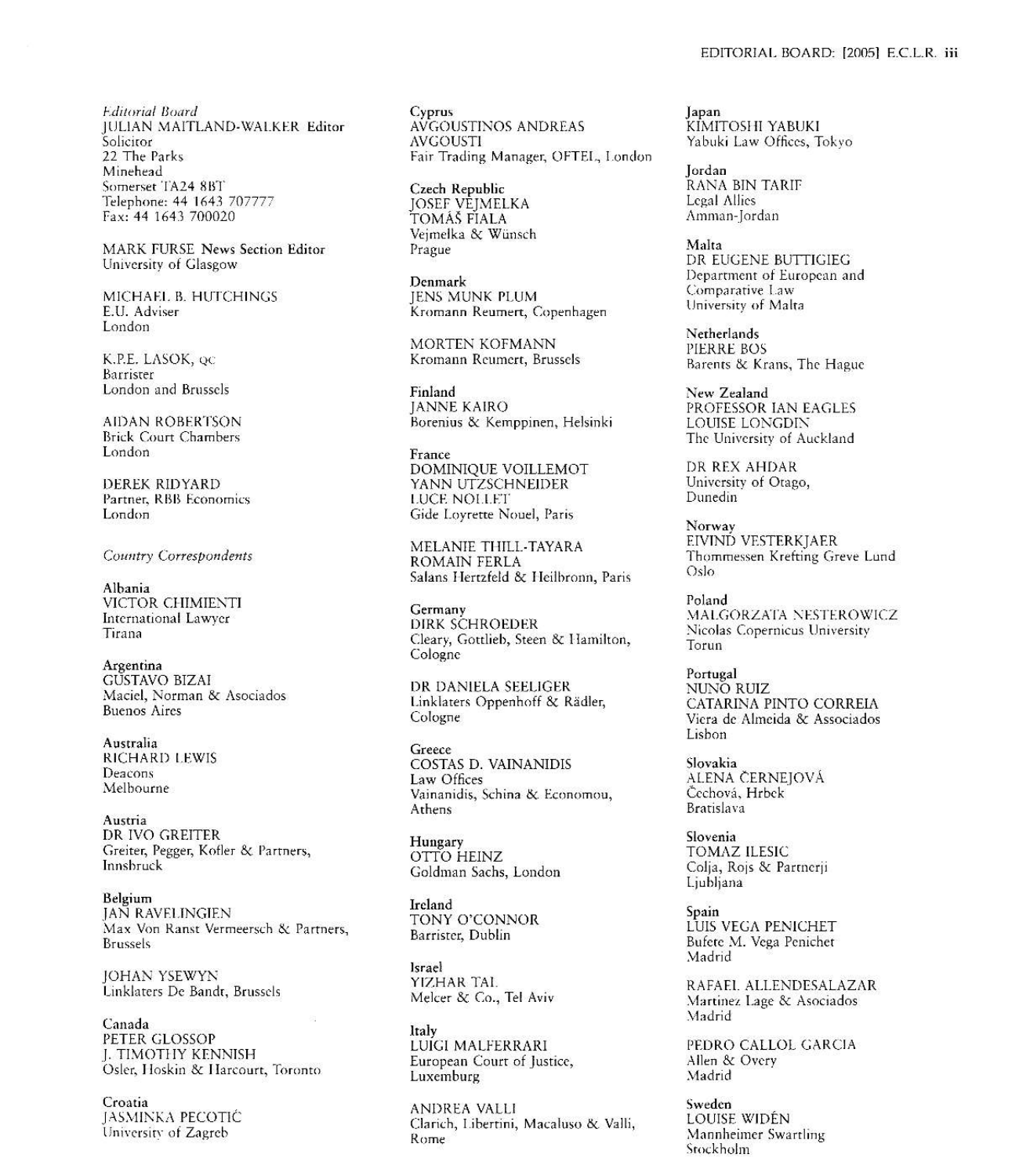*Editorial Board*

JULIAN MAITLAND-WALKER **Editor**
Solicitor
22 The Parks
Minehead
Somerset TA24 8BT
Telephone: 44 1643 707777
Fax: 44 1643 700020

MARK FURSE **News Section Editor**
University of Glasgow

MICHAEL B. HUTCHINGS
E.U. Adviser
London

K.P.E. LASOK, QC
Barrister
London and Brussels

AIDAN ROBERTSON
Brick Court Chambers
London

DEREK RIDYARD
Partner, RBB Economics
London

*Country Correspondents*

**Albania**
VICTOR CHIMIENTI
International Lawyer
Tirana

**Argentina**
GUSTAVO BIZAI
Maciel, Norman & Asociados
Buenos Aires

**Australia**
RICHARD LEWIS
Deacons
Melbourne

**Austria**
DR IVO GREITER
Greiter, Pegger, Kofler & Partners,
Innsbruck

**Belgium**
JAN RAVELINGIEN
Max Von Ranst Vermeersch & Partners,
Brussels

JOHAN YSEWYN
Linklaters De Bandt, Brussels

**Canada**
PETER GLOSSOP
J. TIMOTHY KENNISH
Osler, Hoskin & Harcourt, Toronto

**Croatia**
JASMINKA PECOTIĆ
University of Zagreb

**Cyprus**
AVGOUSTINOS ANDREAS
AVGOUSTI
Fair Trading Manager, OFTEL, London

**Czech Republic**
JOSEF VEJMELKA
TOMÁŠ FIALA
Vejmelka & Wünsch
Prague

**Denmark**
JENS MUNK PLUM
Kromann Reumert, Copenhagen

MORTEN KOFMANN
Kromann Reumert, Brussels

**Finland**
JANNE KAIRO
Borenius & Kemppinen, Helsinki

**France**
DOMINIQUE VOILLEMOT
YANN UTZSCHNEIDER
LUCE NOLLET
Gide Loyrette Nouel, Paris

MELANIE THILL-TAYARA
ROMAIN FERLA
Salans Hertzfeld & Heilbronn, Paris

**Germany**
DIRK SCHROEDER
Cleary, Gottlieb, Steen & Hamilton,
Cologne

DR DANIELA SEELIGER
Linklaters Oppenhoff & Rädler,
Cologne

**Greece**
COSTAS D. VAINANIDIS
Law Offices
Vainanidis, Schina & Economou,
Athens

**Hungary**
OTTO HEINZ
Goldman Sachs, London

**Ireland**
TONY O'CONNOR
Barrister, Dublin

**Israel**
YIZHAR TAL
Melcer & Co., Tel Aviv

**Italy**
LUIGI MALFERRARI
European Court of Justice,
Luxemburg

ANDREA VALLI
Clarich, Libertini, Macaluso & Valli,
Rome

**Japan**
KIMITOSHI YABUKI
Yabuki Law Offices, Tokyo

**Jordan**
RANA BIN TARIF
Legal Allies
Amman-Jordan

**Malta**
DR EUGENE BUTTIGIEG
Department of European and
Comparative Law
University of Malta

**Netherlands**
PIERRE BOS
Barents & Krans, The Hague

**New Zealand**
PROFESSOR IAN EAGLES
LOUISE LONGDIN
The University of Auckland

DR REX AHDAR
University of Otago,
Dunedin

**Norway**
EIVIND VESTERKJAER
Thommessen Krefting Greve Lund
Oslo

**Poland**
MALGORZATA NESTEROWICZ
Nicolas Copernicus University
Torun

**Portugal**
NUNO RUIZ
CATARINA PINTO CORREIA
Viera de Almeida & Associados
Lisbon

**Slovakia**
ALENA ČERNEJOVÁ
Čechová, Hrbek
Bratislava

**Slovenia**
TOMAZ ILESIC
Colja, Rojs & Partnerji
Ljubljana

**Spain**
LUIS VEGA PENICHET
Bufete M. Vega Penichet
Madrid

RAFAEL ALLENDESALAZAR
Martinez Lage & Asociados
Madrid

PEDRO CALLOL GARCIA
Allen & Overy
Madrid

**Sweden**
LOUISE WIDÉN
Mannheimer Swartling
Stockholm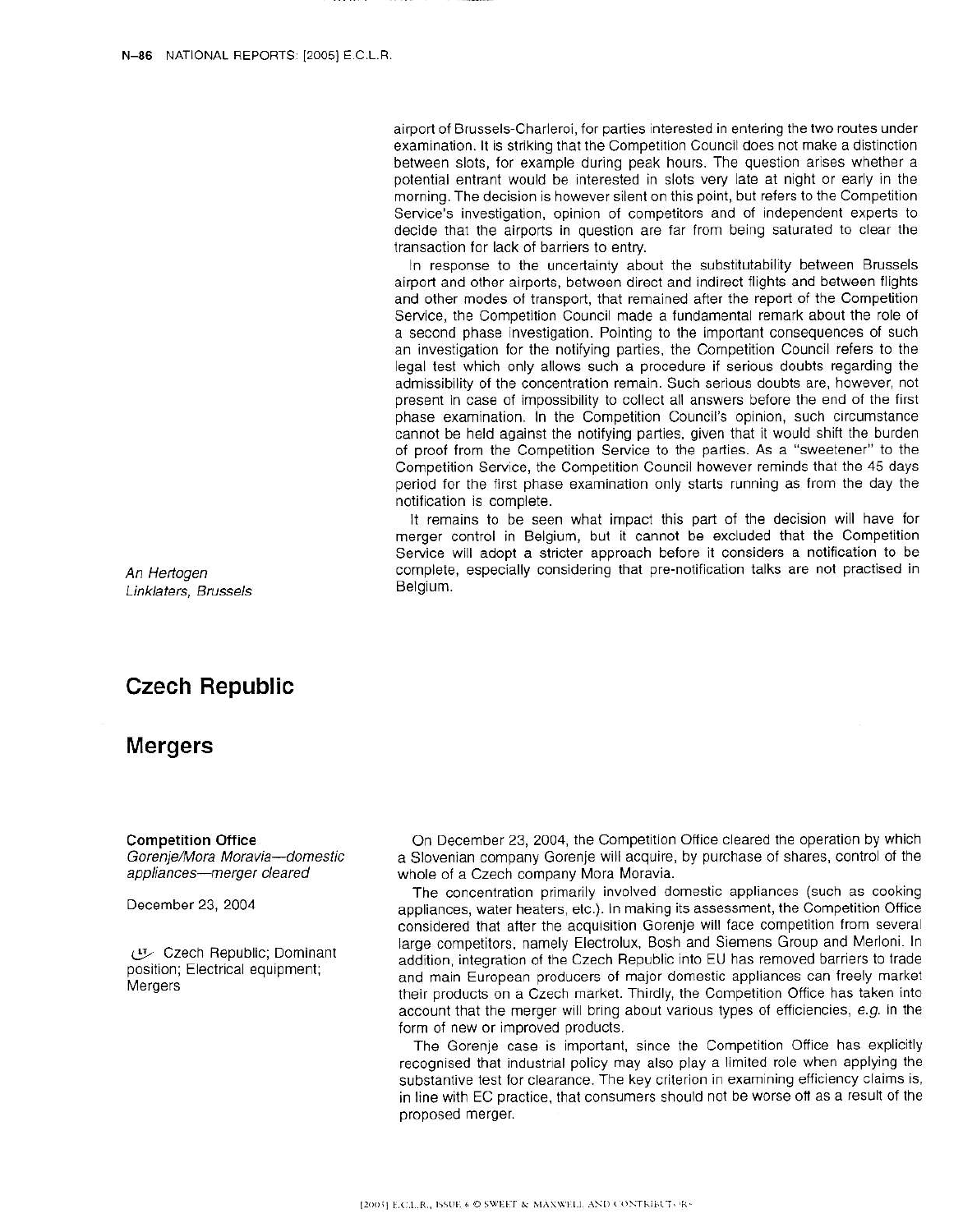airport of Brussels-Charleroi, for parties interested in entering the two routes under examination. It is striking that the Competition Council does not make a distinction between slots, for example during peak hours. The question arises whether a potential entrant would be interested in slots very late at night or early in the morning. The decision is however silent on this point, but refers to the Competition Service's investigation, opinion of competitors and of independent experts to decide that the airports in question are far from being saturated to clear the transaction for lack of barriers to entry.

In response to the uncertainty about the substitutability between Brussels airport and other airports, between direct and indirect flights and between flights and other modes of transport, that remained after the report of the Competition Service, the Competition Council made a fundamental remark about the role of a second phase investigation. Pointing to the important consequences of such an investigation for the notifying parties, the Competition Council refers to the legal test which only allows such a procedure if serious doubts regarding the admissibility of the concentration remain. Such serious doubts are, however, not present in case of impossibility to collect all answers before the end of the first phase examination. In the Competition Council's opinion, such circumstance cannot be held against the notifying parties, given that it would shift the burden of proof from the Competition Service to the parties. As a "sweetener" to the Competition Service, the Competition Council however reminds that the 45 days period for the first phase examination only starts running as from the day the notification is complete.

It remains to be seen what impact this part of the decision will have for merger control in Belgium, but it cannot be excluded that the Competition Service will adopt a stricter approach before it considers a notification to be complete, especially considering that pre-notification talks are not practised in Belgium.

*An Hertogen*
*Linklaters, Brussels*

# Czech Republic

## Mergers

**Competition Office**
*Gorenje/Mora Moravia—domestic appliances—merger cleared*

December 23, 2004

Czech Republic; Dominant position; Electrical equipment; Mergers

On December 23, 2004, the Competition Office cleared the operation by which a Slovenian company Gorenje will acquire, by purchase of shares, control of the whole of a Czech company Mora Moravia.

The concentration primarily involved domestic appliances (such as cooking appliances, water heaters, etc.). In making its assessment, the Competition Office considered that after the acquisition Gorenje will face competition from several large competitors, namely Electrolux, Bosh and Siemens Group and Merloni. In addition, integration of the Czech Republic into EU has removed barriers to trade and main European producers of major domestic appliances can freely market their products on a Czech market. Thirdly, the Competition Office has taken into account that the merger will bring about various types of efficiencies, *e.g.* in the form of new or improved products.

The Gorenje case is important, since the Competition Office has explicitly recognised that industrial policy may also play a limited role when applying the substantive test for clearance. The key criterion in examining efficiency claims is, in line with EC practice, that consumers should not be worse off as a result of the proposed merger.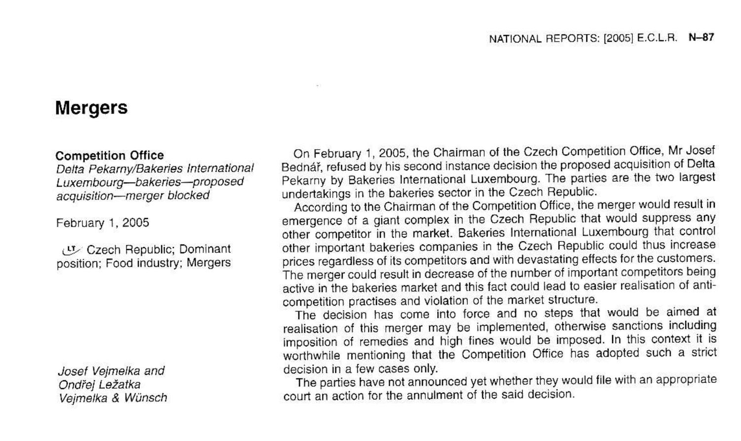# Mergers

**Competition Office**
*Delta Pekarny/Bakeries International Luxembourg—bakeries—proposed acquisition—merger blocked*

February 1, 2005

LT Czech Republic; Dominant position; Food industry; Mergers

On February 1, 2005, the Chairman of the Czech Competition Office, Mr Josef Bednář, refused by his second instance decision the proposed acquisition of Delta Pekarny by Bakeries International Luxembourg. The parties are the two largest undertakings in the bakeries sector in the Czech Republic.

According to the Chairman of the Competition Office, the merger would result in emergence of a giant complex in the Czech Republic that would suppress any other competitor in the market. Bakeries International Luxembourg that control other important bakeries companies in the Czech Republic could thus increase prices regardless of its competitors and with devastating effects for the customers. The merger could result in decrease of the number of important competitors being active in the bakeries market and this fact could lead to easier realisation of anti-competition practises and violation of the market structure.

The decision has come into force and no steps that would be aimed at realisation of this merger may be implemented, otherwise sanctions including imposition of remedies and high fines would be imposed. In this context it is worthwhile mentioning that the Competition Office has adopted such a strict decision in a few cases only.

The parties have not announced yet whether they would file with an appropriate court an action for the annulment of the said decision.

*Josef Vejmelka and*
*Ondřej Ležatka*
*Vejmelka & Wünsch*